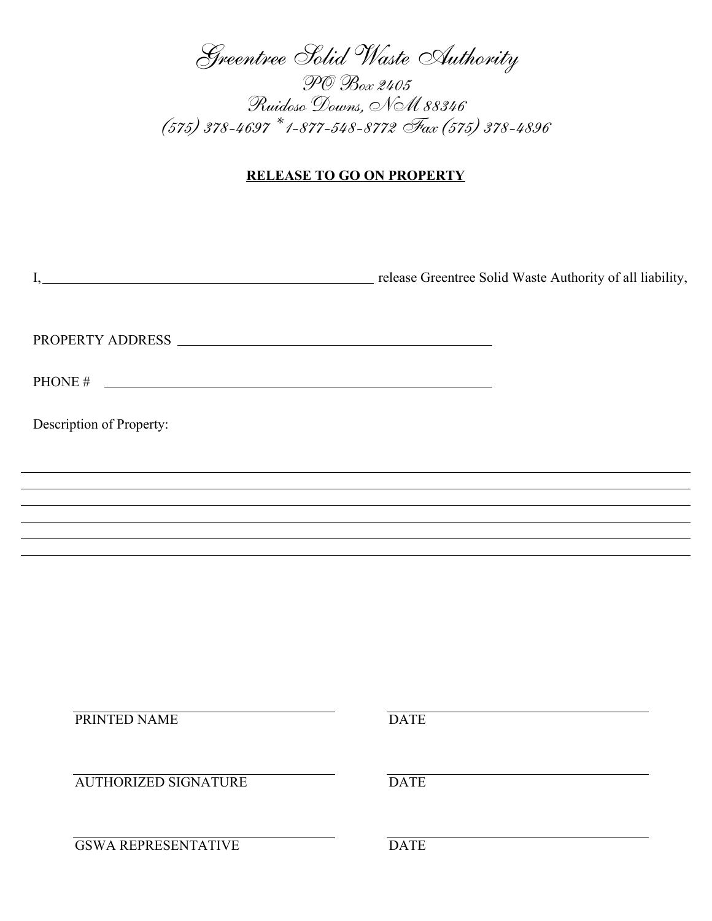# Greentree Solid Waste Authority

PO Box 2405
Ruidoso Downs, NM 88346
(575) 378-4697 *1-877-548-8772 Fax (575) 378-4896

**RELEASE TO GO ON PROPERTY**

I, \_\_\_\_\_\_\_\_\_\_\_\_\_\_\_\_\_\_\_\_\_\_\_\_\_\_\_\_\_\_\_\_\_\_\_\_\_\_\_\_ release Greentree Solid Waste Authority of all liability,

PROPERTY ADDRESS \_\_\_\_\_\_\_\_\_\_\_\_\_\_\_\_\_\_\_\_\_\_\_\_\_\_\_\_\_\_\_\_\_\_\_\_\_\_\_\_

PHONE # \_\_\_\_\_\_\_\_\_\_\_\_\_\_\_\_\_\_\_\_\_\_\_\_\_\_\_\_\_\_\_\_\_\_\_\_\_\_\_\_

Description of Property:

\_\_\_\_\_\_\_\_\_\_\_\_\_\_\_\_\_\_\_\_\_\_\_\_\_\_\_\_\_\_\_\_\_\_\_\_\_\_\_\_\_\_\_\_\_\_\_\_\_\_\_\_\_\_\_\_\_\_\_\_\_\_\_\_\_\_\_\_\_\_\_\_\_\_\_\_\_\_

\_\_\_\_\_\_\_\_\_\_\_\_\_\_\_\_\_\_\_\_\_\_\_\_\_\_\_\_\_\_\_\_\_\_\_\_\_\_\_\_\_\_\_\_\_\_\_\_\_\_\_\_\_\_\_\_\_\_\_\_\_\_\_\_\_\_\_\_\_\_\_\_\_\_\_\_\_\_

\_\_\_\_\_\_\_\_\_\_\_\_\_\_\_\_\_\_\_\_\_\_\_\_\_\_\_\_\_\_\_\_\_\_\_\_\_\_\_\_\_\_\_\_\_\_\_\_\_\_\_\_\_\_\_\_\_\_\_\_\_\_\_\_\_\_\_\_\_\_\_\_\_\_\_\_\_\_

\_\_\_\_\_\_\_\_\_\_\_\_\_\_\_\_\_\_\_\_\_\_\_\_\_\_\_\_\_\_\_\_\_\_\_\_\_\_\_\_\_\_\_\_\_\_\_\_\_\_\_\_\_\_\_\_\_\_\_\_\_\_\_\_\_\_\_\_\_\_\_\_\_\_\_\_\_\_

\_\_\_\_\_\_\_\_\_\_\_\_\_\_\_\_\_\_\_\_\_\_\_\_\_\_\_\_\_\_\_\_\_\_\_\_\_\_\_\_\_\_\_\_\_\_\_\_\_\_\_\_\_\_\_\_\_\_\_\_\_\_\_\_\_\_\_\_\_\_\_\_\_\_\_\_\_\_

\_\_\_\_\_\_\_\_\_\_\_\_\_\_\_\_\_\_\_\_\_\_\_\_\_\_\_\_\_\_\_\_\_\_\_\_\_\_\_\_\_\_\_\_\_\_\_\_\_\_\_\_\_\_\_\_\_\_\_\_\_\_\_\_\_\_\_\_\_\_\_\_\_\_\_\_\_\_

\_\_\_\_\_\_\_\_\_\_\_\_\_\_\_\_\_\_\_\_\_\_\_\_\_\_\_\_\_\_ \_\_\_\_\_\_\_\_\_\_\_\_\_\_\_\_\_\_\_\_\_\_\_\_\_\_\_\_\_\_
PRINTED NAME DATE

\_\_\_\_\_\_\_\_\_\_\_\_\_\_\_\_\_\_\_\_\_\_\_\_\_\_\_\_\_\_ \_\_\_\_\_\_\_\_\_\_\_\_\_\_\_\_\_\_\_\_\_\_\_\_\_\_\_\_\_\_
AUTHORIZED SIGNATURE DATE

\_\_\_\_\_\_\_\_\_\_\_\_\_\_\_\_\_\_\_\_\_\_\_\_\_\_\_\_\_\_ \_\_\_\_\_\_\_\_\_\_\_\_\_\_\_\_\_\_\_\_\_\_\_\_\_\_\_\_\_\_
GSWA REPRESENTATIVE DATE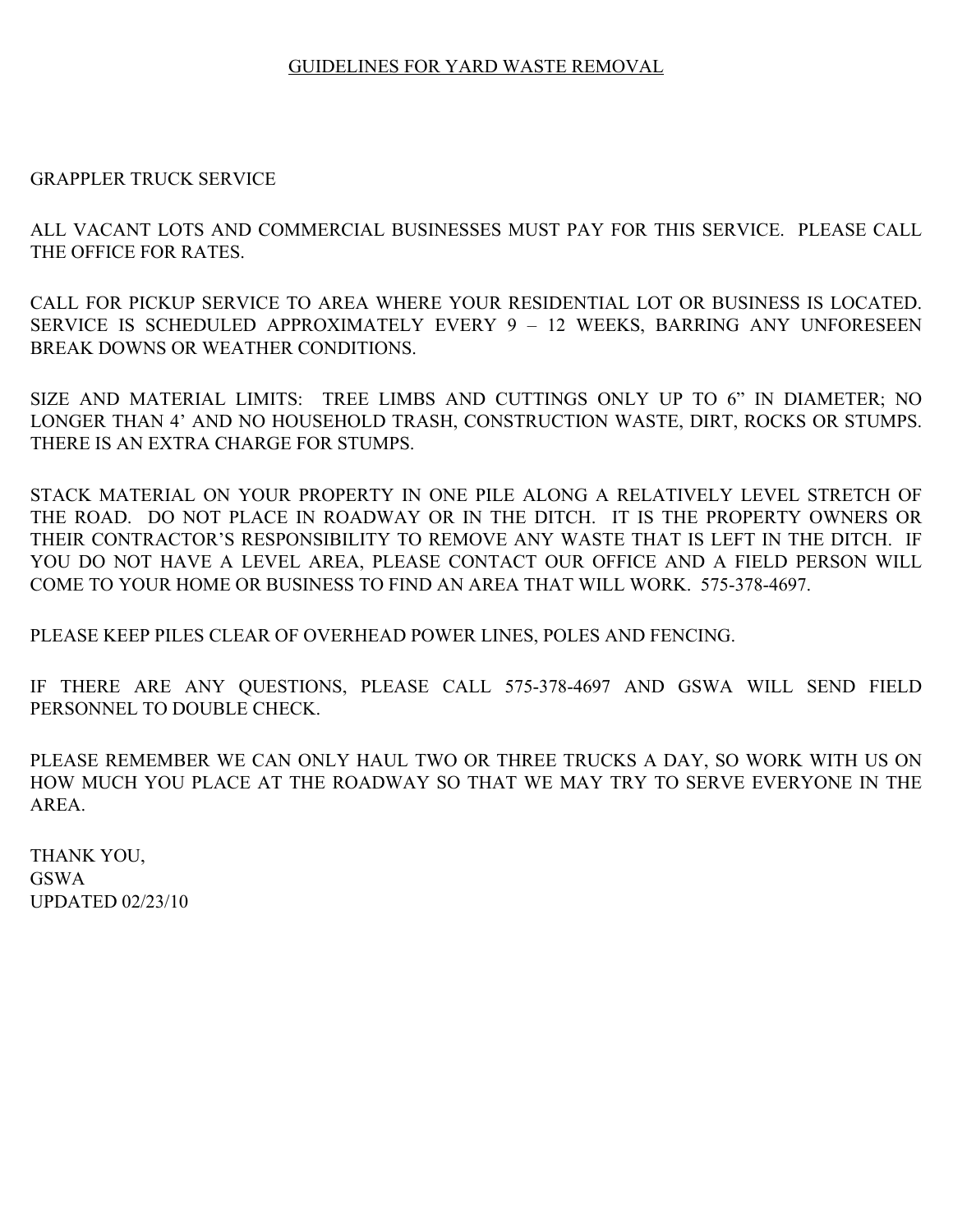# GUIDELINES FOR YARD WASTE REMOVAL

GRAPPLER TRUCK SERVICE

ALL VACANT LOTS AND COMMERCIAL BUSINESSES MUST PAY FOR THIS SERVICE. PLEASE CALL THE OFFICE FOR RATES.

CALL FOR PICKUP SERVICE TO AREA WHERE YOUR RESIDENTIAL LOT OR BUSINESS IS LOCATED. SERVICE IS SCHEDULED APPROXIMATELY EVERY 9 – 12 WEEKS, BARRING ANY UNFORESEEN BREAK DOWNS OR WEATHER CONDITIONS.

SIZE AND MATERIAL LIMITS: TREE LIMBS AND CUTTINGS ONLY UP TO 6" IN DIAMETER; NO LONGER THAN 4' AND NO HOUSEHOLD TRASH, CONSTRUCTION WASTE, DIRT, ROCKS OR STUMPS. THERE IS AN EXTRA CHARGE FOR STUMPS.

STACK MATERIAL ON YOUR PROPERTY IN ONE PILE ALONG A RELATIVELY LEVEL STRETCH OF THE ROAD. DO NOT PLACE IN ROADWAY OR IN THE DITCH. IT IS THE PROPERTY OWNERS OR THEIR CONTRACTOR'S RESPONSIBILITY TO REMOVE ANY WASTE THAT IS LEFT IN THE DITCH. IF YOU DO NOT HAVE A LEVEL AREA, PLEASE CONTACT OUR OFFICE AND A FIELD PERSON WILL COME TO YOUR HOME OR BUSINESS TO FIND AN AREA THAT WILL WORK. 575-378-4697.

PLEASE KEEP PILES CLEAR OF OVERHEAD POWER LINES, POLES AND FENCING.

IF THERE ARE ANY QUESTIONS, PLEASE CALL 575-378-4697 AND GSWA WILL SEND FIELD PERSONNEL TO DOUBLE CHECK.

PLEASE REMEMBER WE CAN ONLY HAUL TWO OR THREE TRUCKS A DAY, SO WORK WITH US ON HOW MUCH YOU PLACE AT THE ROADWAY SO THAT WE MAY TRY TO SERVE EVERYONE IN THE AREA.

THANK YOU,  
GSWA  
UPDATED 02/23/10